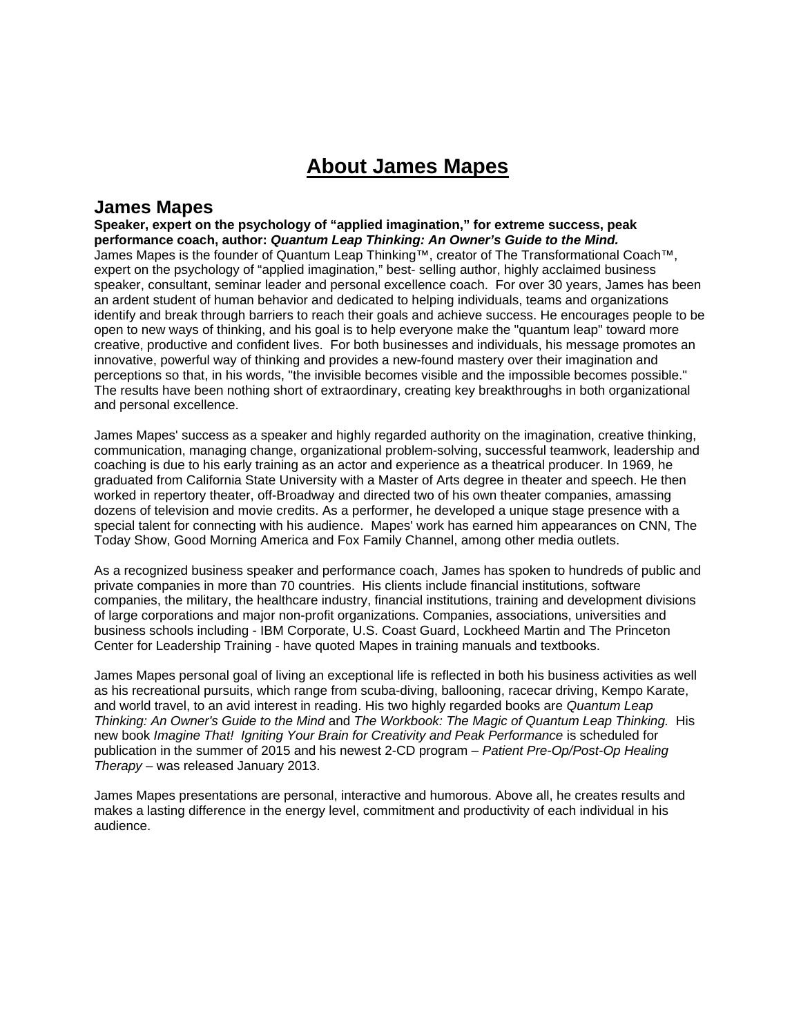# About James Mapes

## James Mapes

**Speaker, expert on the psychology of "applied imagination," for extreme success, peak performance coach, author:** ***Quantum Leap Thinking: An Owner's Guide to the Mind.***

James Mapes is the founder of Quantum Leap Thinking™, creator of The Transformational Coach™, expert on the psychology of "applied imagination," best- selling author, highly acclaimed business speaker, consultant, seminar leader and personal excellence coach. For over 30 years, James has been an ardent student of human behavior and dedicated to helping individuals, teams and organizations identify and break through barriers to reach their goals and achieve success. He encourages people to be open to new ways of thinking, and his goal is to help everyone make the "quantum leap" toward more creative, productive and confident lives. For both businesses and individuals, his message promotes an innovative, powerful way of thinking and provides a new-found mastery over their imagination and perceptions so that, in his words, "the invisible becomes visible and the impossible becomes possible." The results have been nothing short of extraordinary, creating key breakthroughs in both organizational and personal excellence.

James Mapes' success as a speaker and highly regarded authority on the imagination, creative thinking, communication, managing change, organizational problem-solving, successful teamwork, leadership and coaching is due to his early training as an actor and experience as a theatrical producer. In 1969, he graduated from California State University with a Master of Arts degree in theater and speech. He then worked in repertory theater, off-Broadway and directed two of his own theater companies, amassing dozens of television and movie credits. As a performer, he developed a unique stage presence with a special talent for connecting with his audience. Mapes' work has earned him appearances on CNN, The Today Show, Good Morning America and Fox Family Channel, among other media outlets.

As a recognized business speaker and performance coach, James has spoken to hundreds of public and private companies in more than 70 countries. His clients include financial institutions, software companies, the military, the healthcare industry, financial institutions, training and development divisions of large corporations and major non-profit organizations. Companies, associations, universities and business schools including - IBM Corporate, U.S. Coast Guard, Lockheed Martin and The Princeton Center for Leadership Training - have quoted Mapes in training manuals and textbooks.

James Mapes personal goal of living an exceptional life is reflected in both his business activities as well as his recreational pursuits, which range from scuba-diving, ballooning, racecar driving, Kempo Karate, and world travel, to an avid interest in reading. His two highly regarded books are *Quantum Leap Thinking: An Owner's Guide to the Mind* and *The Workbook: The Magic of Quantum Leap Thinking.* His new book *Imagine That! Igniting Your Brain for Creativity and Peak Performance* is scheduled for publication in the summer of 2015 and his newest 2-CD program – *Patient Pre-Op/Post-Op Healing Therapy* – was released January 2013.

James Mapes presentations are personal, interactive and humorous. Above all, he creates results and makes a lasting difference in the energy level, commitment and productivity of each individual in his audience.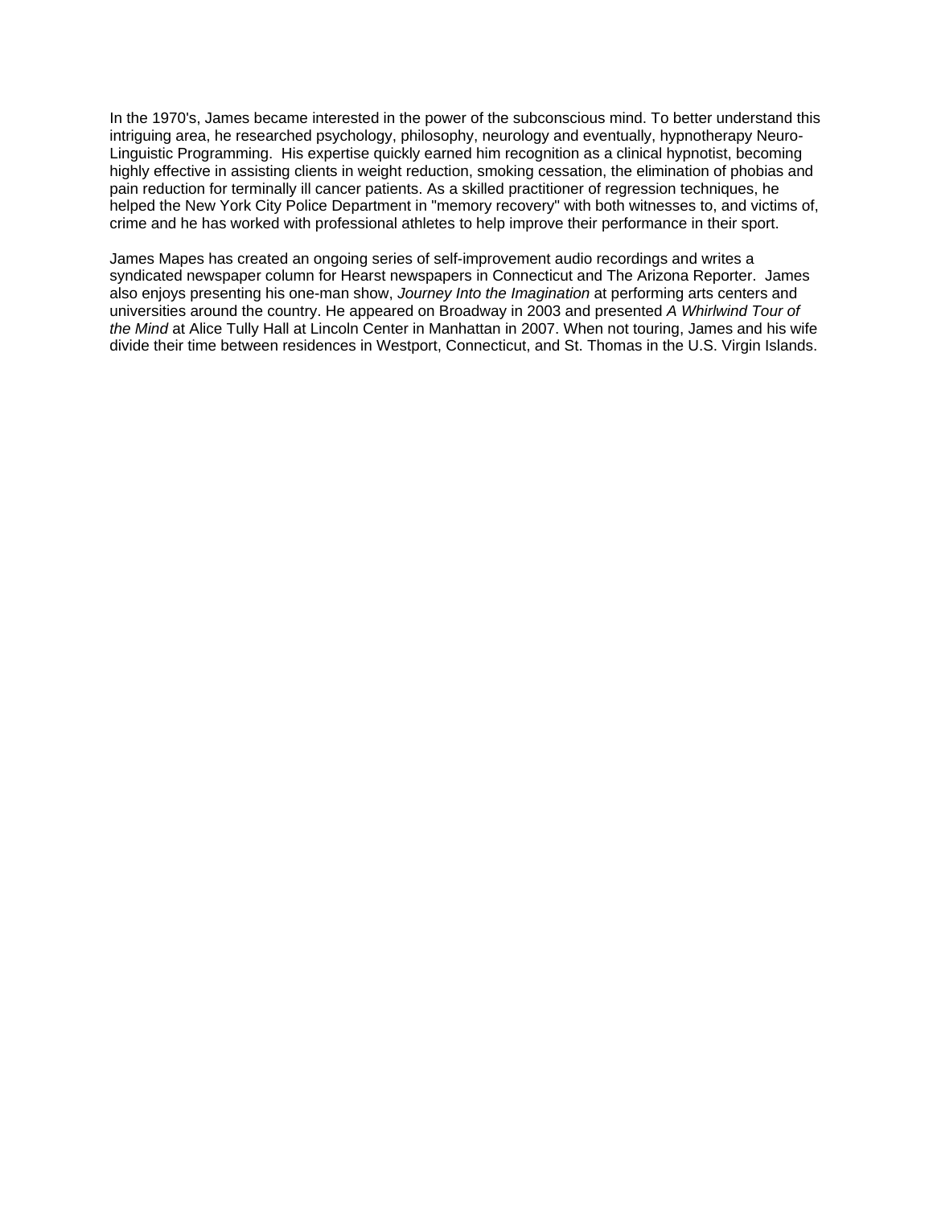In the 1970's, James became interested in the power of the subconscious mind. To better understand this intriguing area, he researched psychology, philosophy, neurology and eventually, hypnotherapy Neuro-Linguistic Programming. His expertise quickly earned him recognition as a clinical hypnotist, becoming highly effective in assisting clients in weight reduction, smoking cessation, the elimination of phobias and pain reduction for terminally ill cancer patients. As a skilled practitioner of regression techniques, he helped the New York City Police Department in "memory recovery" with both witnesses to, and victims of, crime and he has worked with professional athletes to help improve their performance in their sport.

James Mapes has created an ongoing series of self-improvement audio recordings and writes a syndicated newspaper column for Hearst newspapers in Connecticut and The Arizona Reporter. James also enjoys presenting his one-man show, *Journey Into the Imagination* at performing arts centers and universities around the country. He appeared on Broadway in 2003 and presented *A Whirlwind Tour of the Mind* at Alice Tully Hall at Lincoln Center in Manhattan in 2007. When not touring, James and his wife divide their time between residences in Westport, Connecticut, and St. Thomas in the U.S. Virgin Islands.